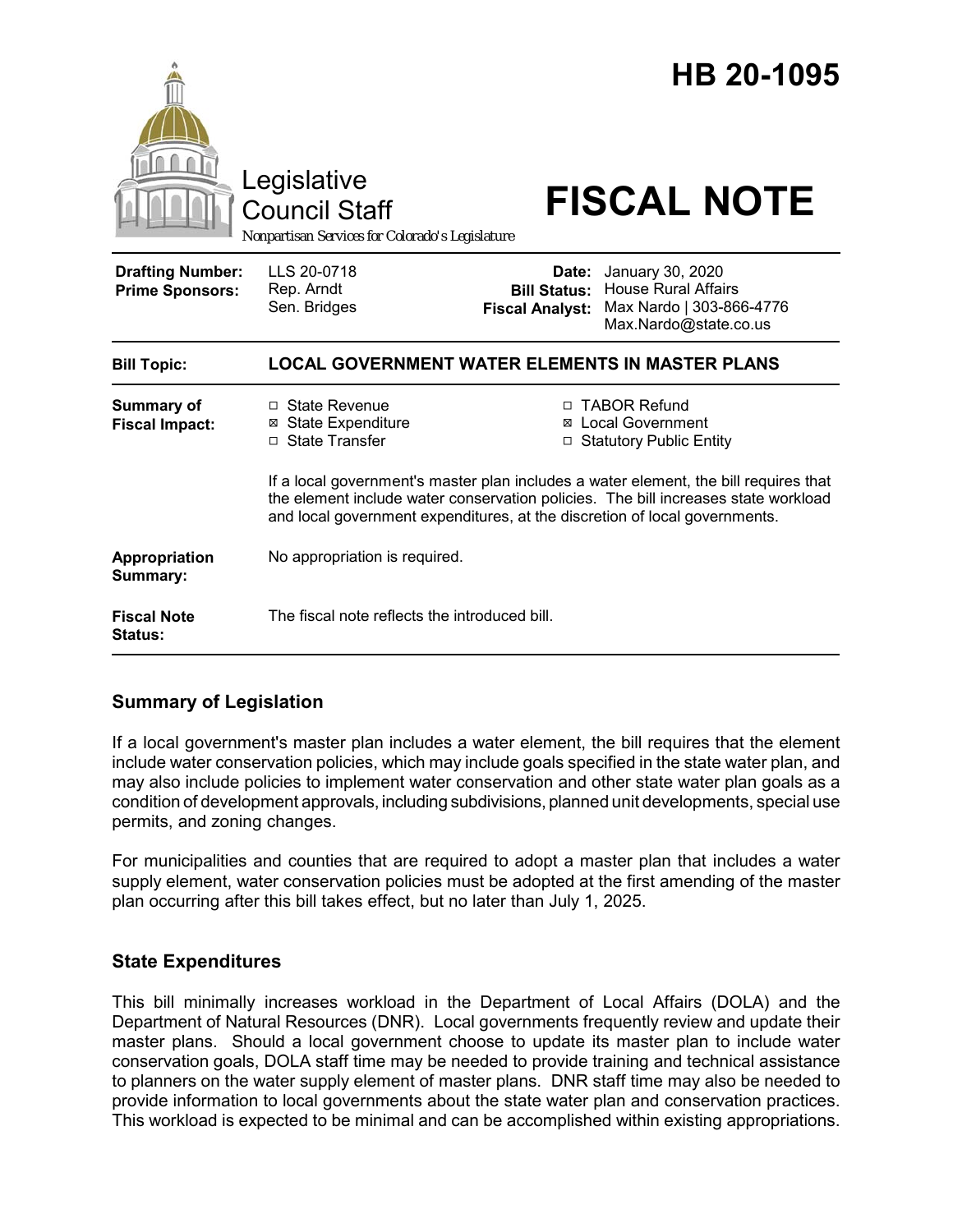# HB 20-1095

Legislative Council Staff

*Nonpartisan Services for Colorado's Legislature*

# FISCAL NOTE

| | | | |
|---|---|---|---|
| **Drafting Number:** | LLS 20-0718 | **Date:** | January 30, 2020 |
| **Prime Sponsors:** | Rep. Arndt<br>Sen. Bridges | **Bill Status:** | House Rural Affairs |
| | | **Fiscal Analyst:** | Max Nardo \| 303-866-4776<br>Max.Nardo@state.co.us |

| | |
|---|---|
| **Bill Topic:** | **LOCAL GOVERNMENT WATER ELEMENTS IN MASTER PLANS** |
| **Summary of Fiscal Impact:** | ☐ State Revenue ☒ State Expenditure ☐ State Transfer ☐ TABOR Refund ☒ Local Government ☐ Statutory Public Entity<br><br>If a local government's master plan includes a water element, the bill requires that the element include water conservation policies. The bill increases state workload and local government expenditures, at the discretion of local governments. |
| **Appropriation Summary:** | No appropriation is required. |
| **Fiscal Note Status:** | The fiscal note reflects the introduced bill. |

## Summary of Legislation

If a local government's master plan includes a water element, the bill requires that the element include water conservation policies, which may include goals specified in the state water plan, and may also include policies to implement water conservation and other state water plan goals as a condition of development approvals, including subdivisions, planned unit developments, special use permits, and zoning changes.

For municipalities and counties that are required to adopt a master plan that includes a water supply element, water conservation policies must be adopted at the first amending of the master plan occurring after this bill takes effect, but no later than July 1, 2025.

## State Expenditures

This bill minimally increases workload in the Department of Local Affairs (DOLA) and the Department of Natural Resources (DNR). Local governments frequently review and update their master plans. Should a local government choose to update its master plan to include water conservation goals, DOLA staff time may be needed to provide training and technical assistance to planners on the water supply element of master plans. DNR staff time may also be needed to provide information to local governments about the state water plan and conservation practices. This workload is expected to be minimal and can be accomplished within existing appropriations.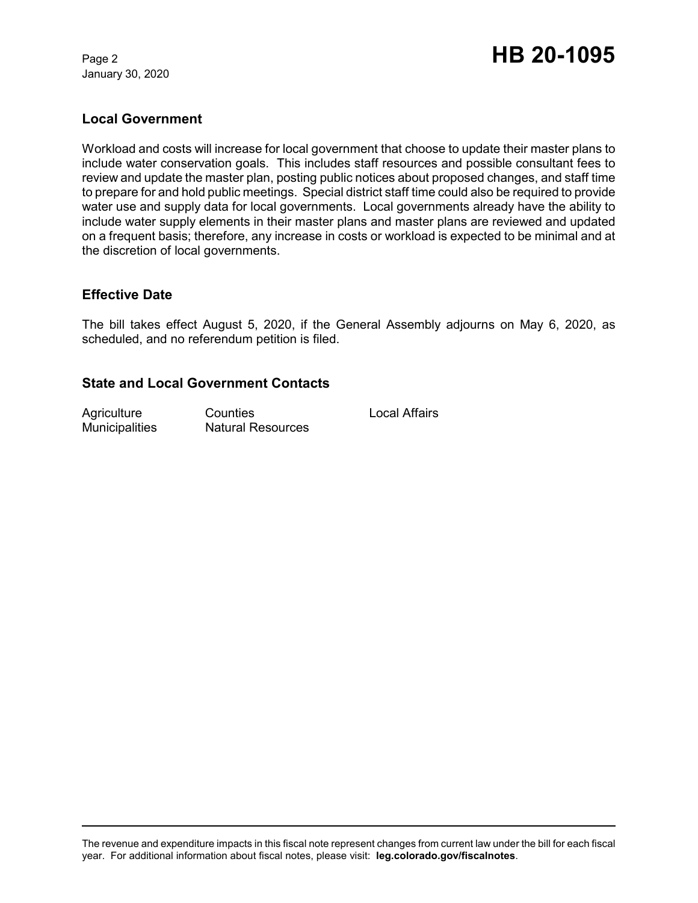## Local Government

Workload and costs will increase for local government that choose to update their master plans to include water conservation goals. This includes staff resources and possible consultant fees to review and update the master plan, posting public notices about proposed changes, and staff time to prepare for and hold public meetings. Special district staff time could also be required to provide water use and supply data for local governments. Local governments already have the ability to include water supply elements in their master plans and master plans are reviewed and updated on a frequent basis; therefore, any increase in costs or workload is expected to be minimal and at the discretion of local governments.

## Effective Date

The bill takes effect August 5, 2020, if the General Assembly adjourns on May 6, 2020, as scheduled, and no referendum petition is filed.

## State and Local Government Contacts

| | | |
|---|---|---|
| Agriculture | Counties | Local Affairs |
| Municipalities | Natural Resources | |

The revenue and expenditure impacts in this fiscal note represent changes from current law under the bill for each fiscal year. For additional information about fiscal notes, please visit: **leg.colorado.gov/fiscalnotes**.